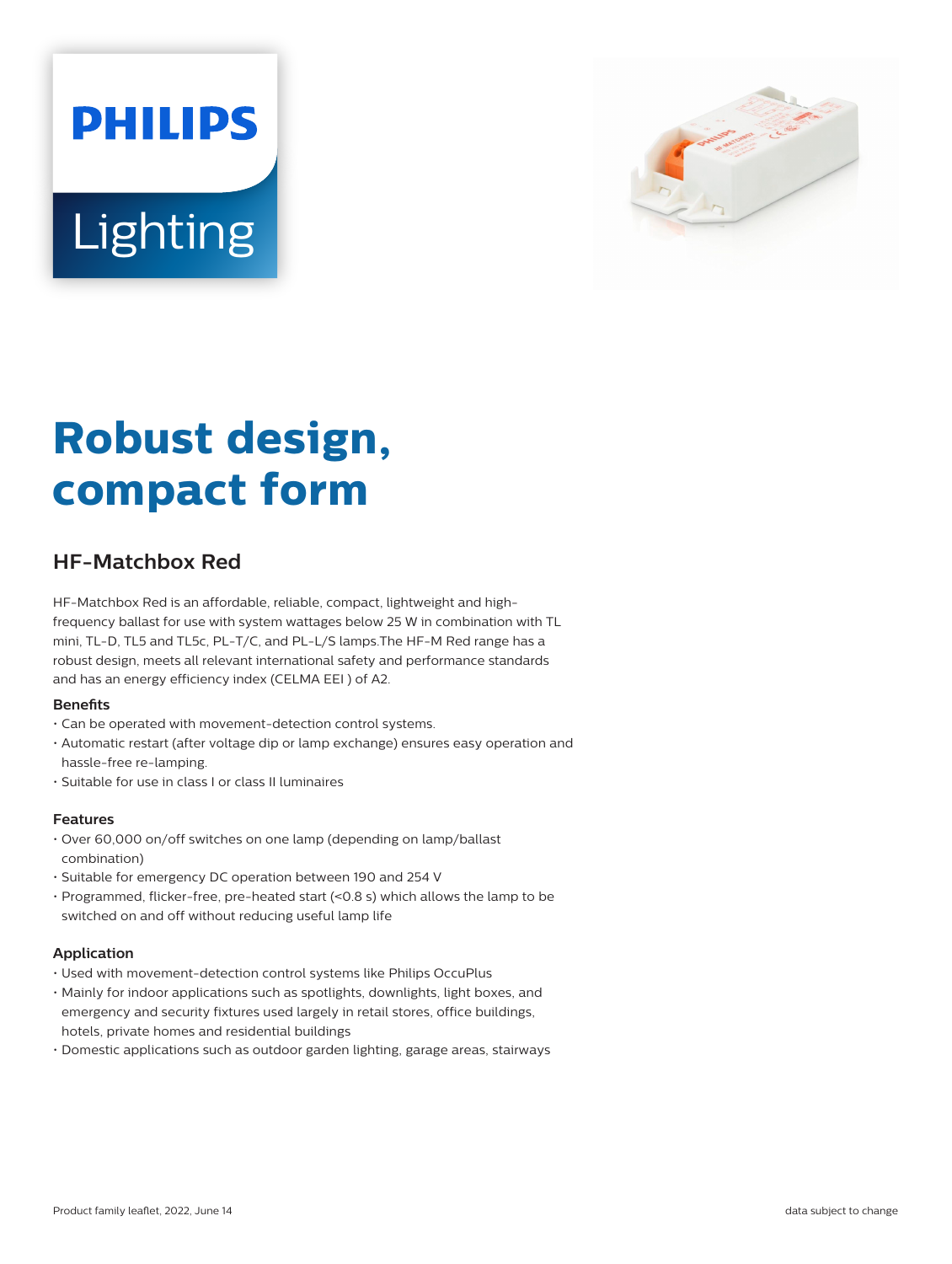PHILIPS

Lighting

# Robust design, compact form

## HF-Matchbox Red

HF-Matchbox Red is an affordable, reliable, compact, lightweight and high-frequency ballast for use with system wattages below 25 W in combination with TL mini, TL-D, TL5 and TL5c, PL-T/C, and PL-L/S lamps.The HF-M Red range has a robust design, meets all relevant international safety and performance standards and has an energy efficiency index (CELMA EEI ) of A2.

### Benefits

- Can be operated with movement-detection control systems.
- Automatic restart (after voltage dip or lamp exchange) ensures easy operation and hassle-free re-lamping.
- Suitable for use in class I or class II luminaires

### Features

- Over 60,000 on/off switches on one lamp (depending on lamp/ballast combination)
- Suitable for emergency DC operation between 190 and 254 V
- Programmed, flicker-free, pre-heated start (<0.8 s) which allows the lamp to be switched on and off without reducing useful lamp life

### Application

- Used with movement-detection control systems like Philips OccuPlus
- Mainly for indoor applications such as spotlights, downlights, light boxes, and emergency and security fixtures used largely in retail stores, office buildings, hotels, private homes and residential buildings
- Domestic applications such as outdoor garden lighting, garage areas, stairways

Product family leaflet, 2022, June 14

data subject to change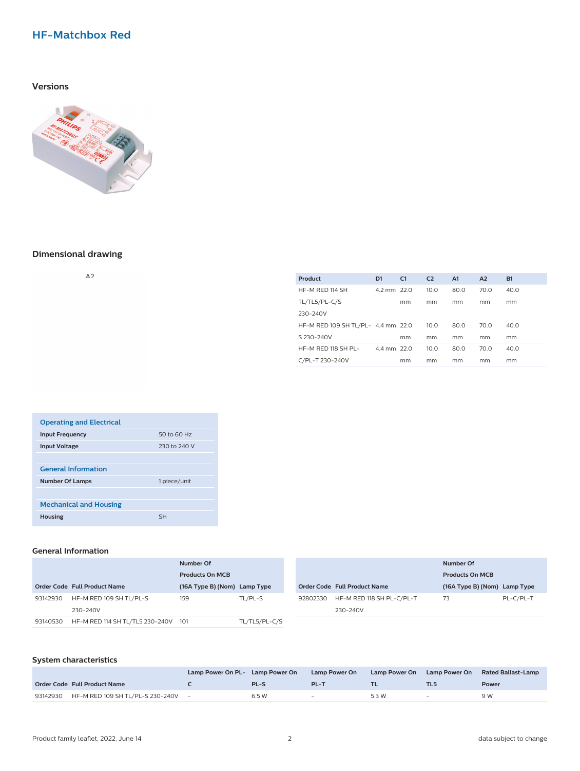## HF-Matchbox Red

### Versions

### Dimensional drawing

A2

| Product | D1 | C1 | C2 | A1 | A2 | B1 |
|---|---|---|---|---|---|---|
| HF-M RED 114 SH TL/TL5/PL-C/S 230-240V | 4.2 mm | 22.0 mm | 10.0 mm | 80.0 mm | 70.0 mm | 40.0 mm |
| HF-M RED 109 SH TL/PL-S 230-240V | 4.4 mm | 22.0 mm | 10.0 mm | 80.0 mm | 70.0 mm | 40.0 mm |
| HF-M RED 118 SH PL-C/PL-T 230-240V | 4.4 mm | 22.0 mm | 10.0 mm | 80.0 mm | 70.0 mm | 40.0 mm |

| Operating and Electrical | |
|---|---|
| **Input Frequency** | 50 to 60 Hz |
| **Input Voltage** | 230 to 240 V |
| **General Information** | |
| **Number Of Lamps** | 1 piece/unit |
| **Mechanical and Housing** | |
| **Housing** | SH |

### General Information

| Order Code | Full Product Name | Number Of Products On MCB (16A Type B) (Nom) | Lamp Type |
|---|---|---|---|
| 93142930 | HF-M RED 109 SH TL/PL-S 230-240V | 159 | TL/PL-S |
| 93140530 | HF-M RED 114 SH TL/TL5 230-240V | 101 | TL/TL5/PL-C/S |
| 92802330 | HF-M RED 118 SH PL-C/PL-T 230-240V | 73 | PL-C/PL-T |

### System characteristics

| Order Code | Full Product Name | Lamp Power On PL-C | Lamp Power On PL-S | Lamp Power On PL-T | Lamp Power On TL | Lamp Power On TL5 | Rated Ballast-Lamp Power |
|---|---|---|---|---|---|---|---|
| 93142930 | HF-M RED 109 SH TL/PL-S 230-240V | - | 6.5 W | - | 5.3 W | - | 9 W |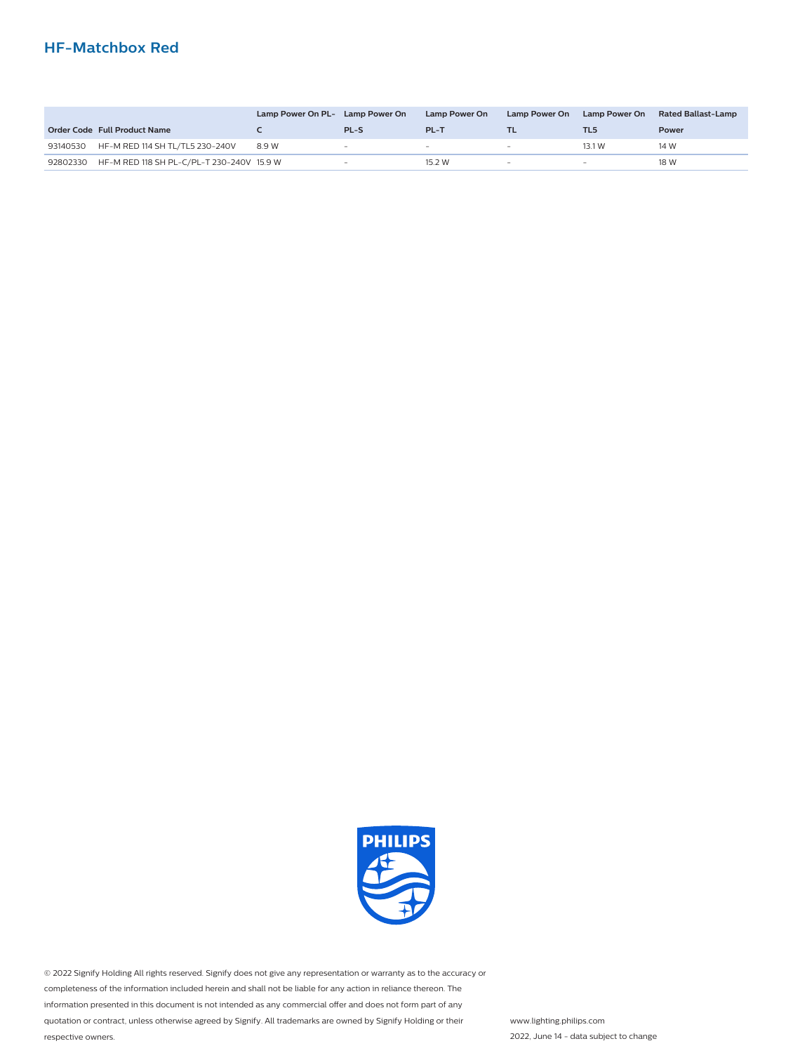## HF-Matchbox Red

| Order Code | Full Product Name | Lamp Power On PL-C | Lamp Power On PL-S | Lamp Power On PL-T | Lamp Power On TL | Lamp Power On TL5 | Rated Ballast-Lamp Power |
|---|---|---|---|---|---|---|---|
| 93140530 | HF-M RED 114 SH TL/TL5 230-240V | 8.9 W | - | - | - | 13.1 W | 14 W |
| 92802330 | HF-M RED 118 SH PL-C/PL-T 230-240V | 15.9 W | - | 15.2 W | - | - | 18 W |

© 2022 Signify Holding All rights reserved. Signify does not give any representation or warranty as to the accuracy or completeness of the information included herein and shall not be liable for any action in reliance thereon. The information presented in this document is not intended as any commercial offer and does not form part of any quotation or contract, unless otherwise agreed by Signify. All trademarks are owned by Signify Holding or their respective owners.

www.lighting.philips.com

2022, June 14 - data subject to change